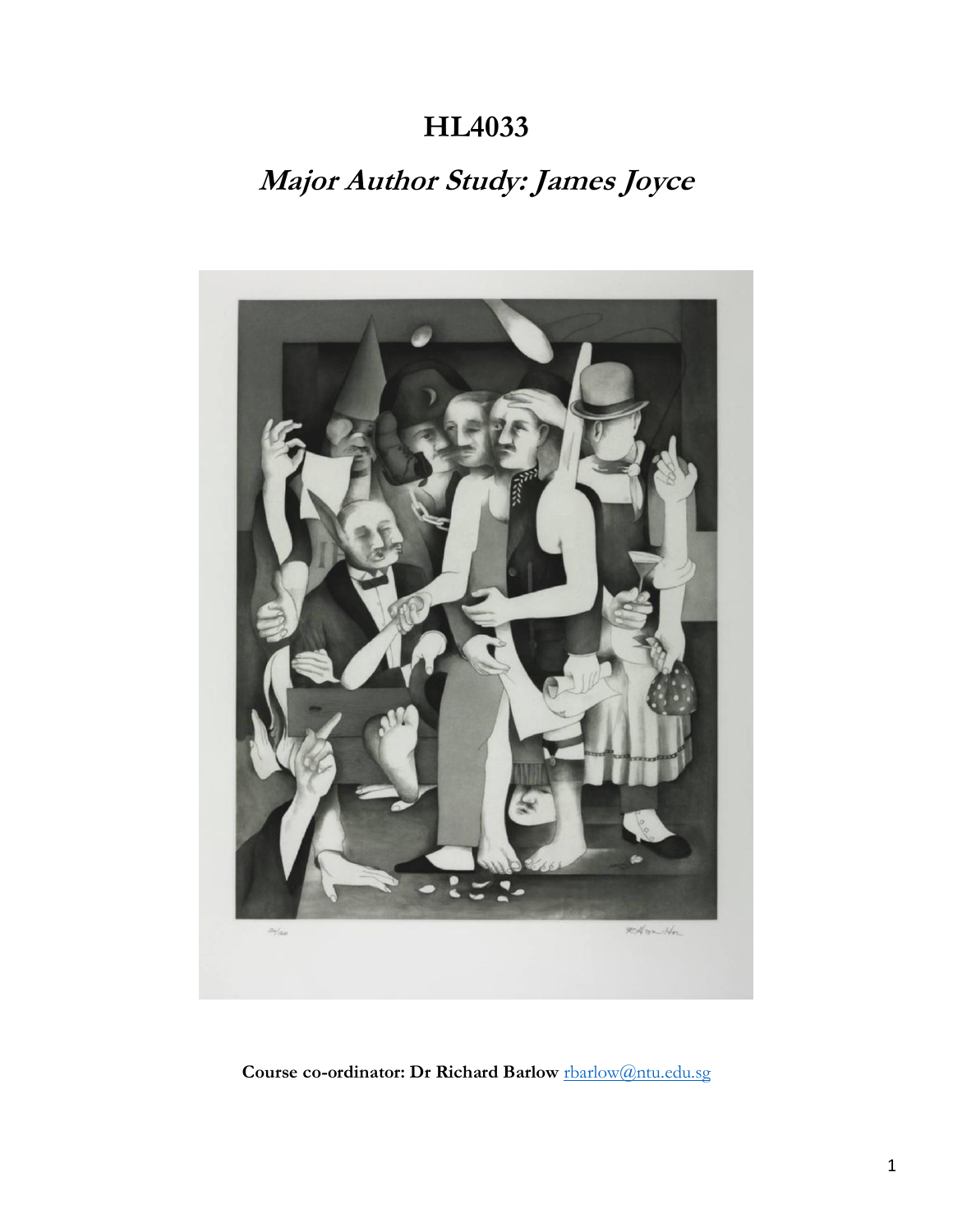# HL4033

## *Major Author Study: James Joyce*

**Course co-ordinator: Dr Richard Barlow** rbarlow@ntu.edu.sg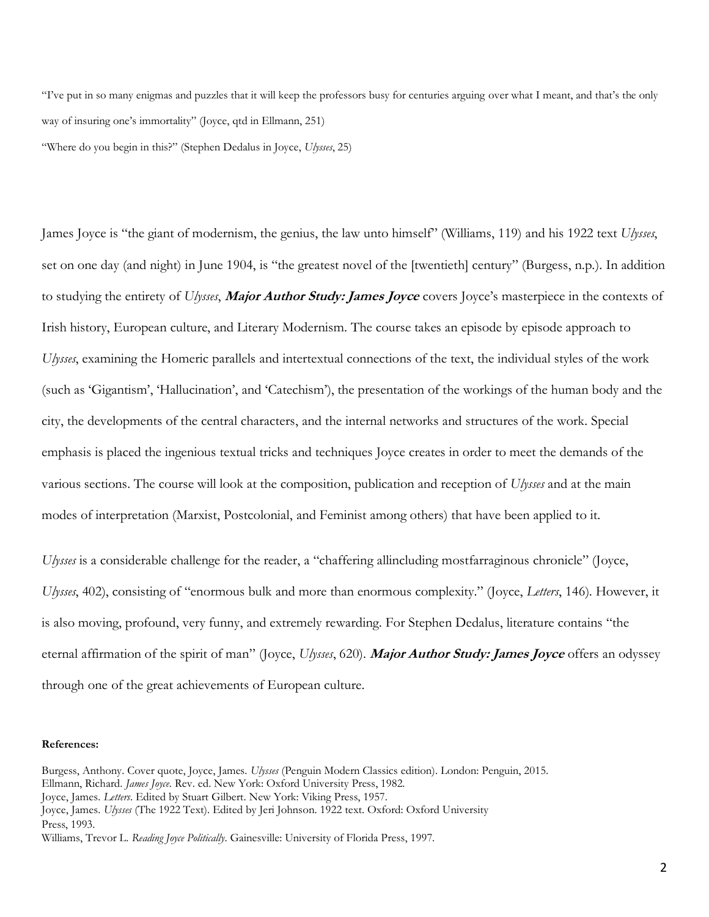"I've put in so many enigmas and puzzles that it will keep the professors busy for centuries arguing over what I meant, and that's the only way of insuring one's immortality" (Joyce, qtd in Ellmann, 251)

"Where do you begin in this?" (Stephen Dedalus in Joyce, *Ulysses*, 25)

James Joyce is "the giant of modernism, the genius, the law unto himself" (Williams, 119) and his 1922 text *Ulysses*, set on one day (and night) in June 1904, is "the greatest novel of the [twentieth] century" (Burgess, n.p.). In addition to studying the entirety of *Ulysses*, ***Major Author Study: James Joyce*** covers Joyce's masterpiece in the contexts of Irish history, European culture, and Literary Modernism. The course takes an episode by episode approach to *Ulysses*, examining the Homeric parallels and intertextual connections of the text, the individual styles of the work (such as 'Gigantism', 'Hallucination', and 'Catechism'), the presentation of the workings of the human body and the city, the developments of the central characters, and the internal networks and structures of the work. Special emphasis is placed the ingenious textual tricks and techniques Joyce creates in order to meet the demands of the various sections. The course will look at the composition, publication and reception of *Ulysses* and at the main modes of interpretation (Marxist, Postcolonial, and Feminist among others) that have been applied to it.

*Ulysses* is a considerable challenge for the reader, a "chaffering allincluding mostfarraginous chronicle" (Joyce, *Ulysses*, 402), consisting of "enormous bulk and more than enormous complexity." (Joyce, *Letters*, 146). However, it is also moving, profound, very funny, and extremely rewarding. For Stephen Dedalus, literature contains "the eternal affirmation of the spirit of man" (Joyce, *Ulysses*, 620). ***Major Author Study: James Joyce*** offers an odyssey through one of the great achievements of European culture.

**References:**

Burgess, Anthony. Cover quote, Joyce, James. *Ulysses* (Penguin Modern Classics edition). London: Penguin, 2015.
Ellmann, Richard. *James Joyce*. Rev. ed. New York: Oxford University Press, 1982.
Joyce, James. *Letters*. Edited by Stuart Gilbert. New York: Viking Press, 1957.
Joyce, James. *Ulysses* (The 1922 Text). Edited by Jeri Johnson. 1922 text. Oxford: Oxford University Press, 1993.
Williams, Trevor L. *Reading Joyce Politically*. Gainesville: University of Florida Press, 1997.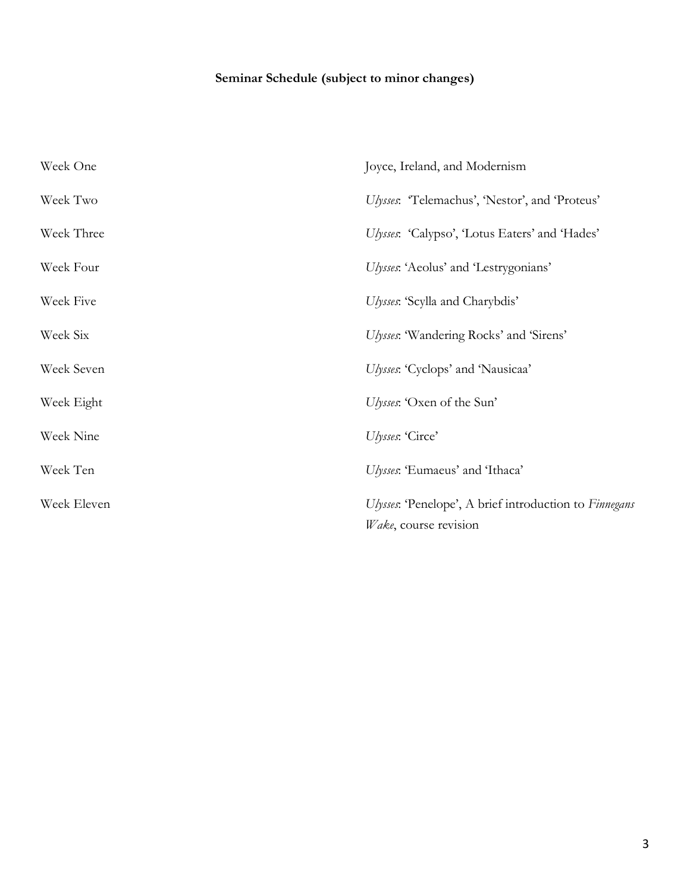**Seminar Schedule (subject to minor changes)**

| | |
|---|---|
| Week One | Joyce, Ireland, and Modernism |
| Week Two | *Ulysses*: 'Telemachus', 'Nestor', and 'Proteus' |
| Week Three | *Ulysses*: 'Calypso', 'Lotus Eaters' and 'Hades' |
| Week Four | *Ulysses*: 'Aeolus' and 'Lestrygonians' |
| Week Five | *Ulysses*: 'Scylla and Charybdis' |
| Week Six | *Ulysses*: 'Wandering Rocks' and 'Sirens' |
| Week Seven | *Ulysses*: 'Cyclops' and 'Nausicaa' |
| Week Eight | *Ulysses*: 'Oxen of the Sun' |
| Week Nine | *Ulysses*: 'Circe' |
| Week Ten | *Ulysses*: 'Eumaeus' and 'Ithaca' |
| Week Eleven | *Ulysses*: 'Penelope', A brief introduction to *Finnegans Wake*, course revision |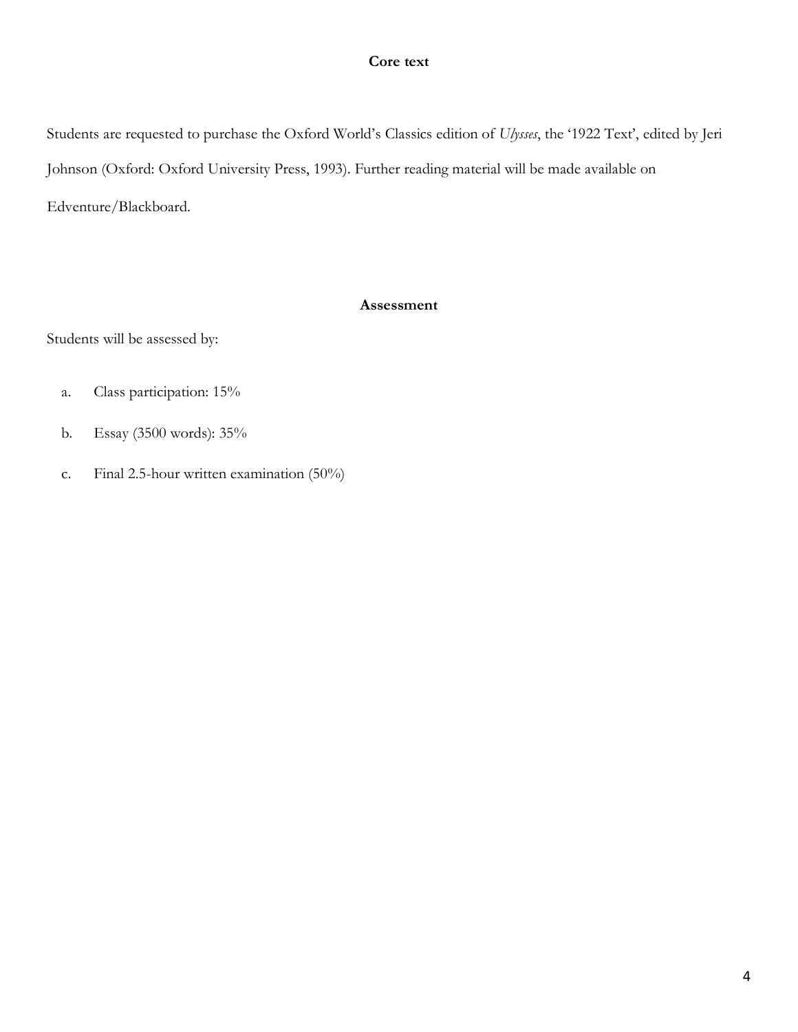## Core text

Students are requested to purchase the Oxford World's Classics edition of *Ulysses*, the '1922 Text', edited by Jeri Johnson (Oxford: Oxford University Press, 1993). Further reading material will be made available on Edventure/Blackboard.

## Assessment

Students will be assessed by:

a. Class participation: 15%

b. Essay (3500 words): 35%

c. Final 2.5-hour written examination (50%)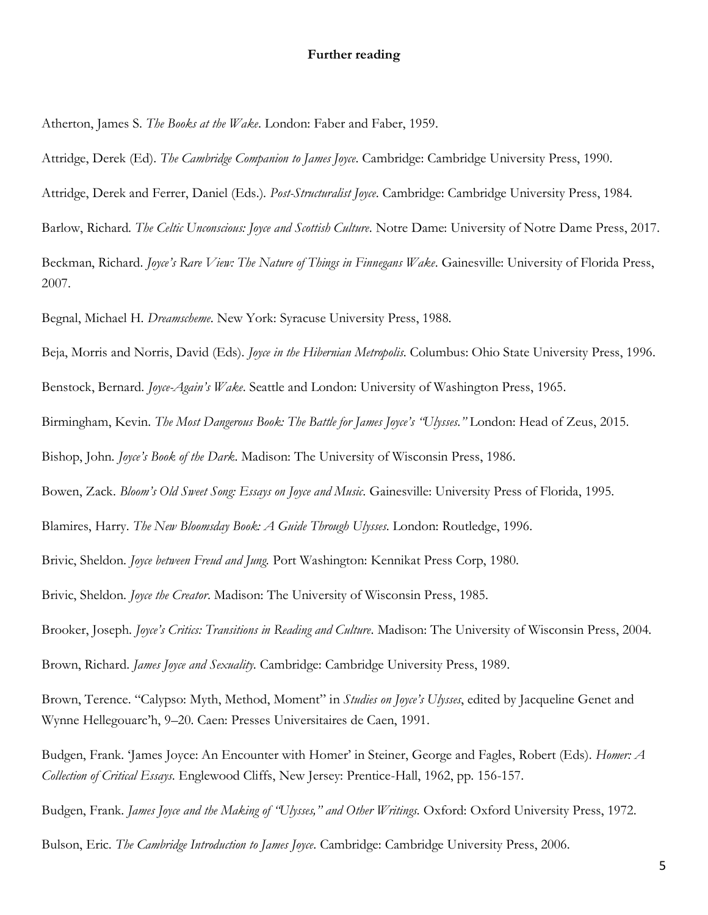**Further reading**

Atherton, James S. *The Books at the Wake*. London: Faber and Faber, 1959.

Attridge, Derek (Ed). *The Cambridge Companion to James Joyce*. Cambridge: Cambridge University Press, 1990.

Attridge, Derek and Ferrer, Daniel (Eds.). *Post-Structuralist Joyce*. Cambridge: Cambridge University Press, 1984.

Barlow, Richard. *The Celtic Unconscious: Joyce and Scottish Culture*. Notre Dame: University of Notre Dame Press, 2017.

Beckman, Richard. *Joyce's Rare View: The Nature of Things in Finnegans Wake*. Gainesville: University of Florida Press, 2007.

Begnal, Michael H. *Dreamscheme*. New York: Syracuse University Press, 1988.

Beja, Morris and Norris, David (Eds). *Joyce in the Hibernian Metropolis*. Columbus: Ohio State University Press, 1996.

Benstock, Bernard. *Joyce-Again's Wake*. Seattle and London: University of Washington Press, 1965.

Birmingham, Kevin. *The Most Dangerous Book: The Battle for James Joyce's "Ulysses."* London: Head of Zeus, 2015.

Bishop, John. *Joyce's Book of the Dark*. Madison: The University of Wisconsin Press, 1986.

Bowen, Zack. *Bloom's Old Sweet Song: Essays on Joyce and Music*. Gainesville: University Press of Florida, 1995.

Blamires, Harry. *The New Bloomsday Book: A Guide Through Ulysses*. London: Routledge, 1996.

Brivic, Sheldon. *Joyce between Freud and Jung.* Port Washington: Kennikat Press Corp, 1980.

Brivic, Sheldon. *Joyce the Creator*. Madison: The University of Wisconsin Press, 1985.

Brooker, Joseph. *Joyce's Critics: Transitions in Reading and Culture*. Madison: The University of Wisconsin Press, 2004.

Brown, Richard. *James Joyce and Sexuality.* Cambridge: Cambridge University Press, 1989.

Brown, Terence. "Calypso: Myth, Method, Moment" in *Studies on Joyce's Ulysses*, edited by Jacqueline Genet and Wynne Hellegouarc'h, 9–20. Caen: Presses Universitaires de Caen, 1991.

Budgen, Frank. 'James Joyce: An Encounter with Homer' in Steiner, George and Fagles, Robert (Eds). *Homer: A Collection of Critical Essays*. Englewood Cliffs, New Jersey: Prentice-Hall, 1962, pp. 156-157.

Budgen, Frank. *James Joyce and the Making of "Ulysses," and Other Writings.* Oxford: Oxford University Press, 1972.

Bulson, Eric. *The Cambridge Introduction to James Joyce*. Cambridge: Cambridge University Press, 2006.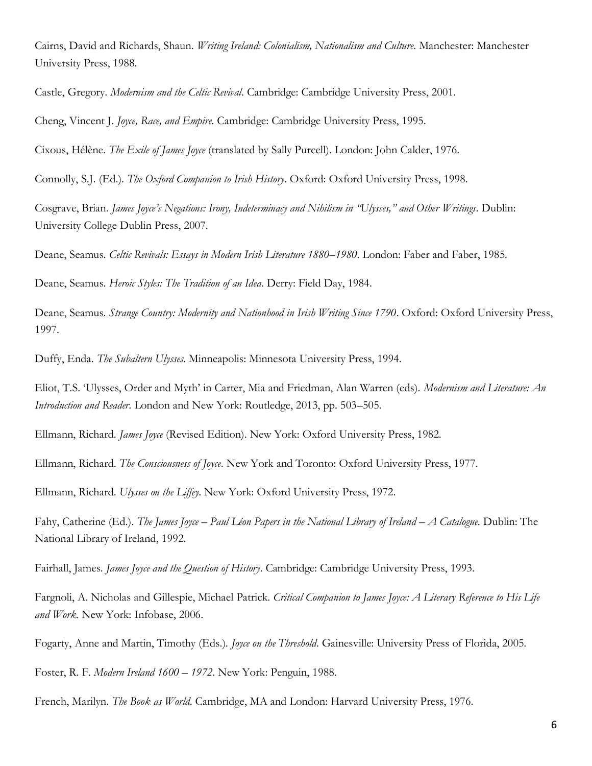Cairns, David and Richards, Shaun. *Writing Ireland: Colonialism, Nationalism and Culture*. Manchester: Manchester University Press, 1988.

Castle, Gregory. *Modernism and the Celtic Revival*. Cambridge: Cambridge University Press, 2001.

Cheng, Vincent J. *Joyce, Race, and Empire*. Cambridge: Cambridge University Press, 1995.

Cixous, Hélène. *The Exile of James Joyce* (translated by Sally Purcell). London: John Calder, 1976.

Connolly, S.J. (Ed.). *The Oxford Companion to Irish History*. Oxford: Oxford University Press, 1998.

Cosgrave, Brian. *James Joyce's Negations: Irony, Indeterminacy and Nihilism in "Ulysses," and Other Writings*. Dublin: University College Dublin Press, 2007.

Deane, Seamus. *Celtic Revivals: Essays in Modern Irish Literature 1880–1980*. London: Faber and Faber, 1985.

Deane, Seamus. *Heroic Styles: The Tradition of an Idea*. Derry: Field Day, 1984.

Deane, Seamus. *Strange Country: Modernity and Nationhood in Irish Writing Since 1790*. Oxford: Oxford University Press, 1997.

Duffy, Enda. *The Subaltern Ulysses*. Minneapolis: Minnesota University Press, 1994.

Eliot, T.S. 'Ulysses, Order and Myth' in Carter, Mia and Friedman, Alan Warren (eds). *Modernism and Literature: An Introduction and Reader*. London and New York: Routledge, 2013, pp. 503–505.

Ellmann, Richard. *James Joyce* (Revised Edition). New York: Oxford University Press, 1982.

Ellmann, Richard. *The Consciousness of Joyce*. New York and Toronto: Oxford University Press, 1977.

Ellmann, Richard. *Ulysses on the Liffey*. New York: Oxford University Press, 1972.

Fahy, Catherine (Ed.). *The James Joyce – Paul Léon Papers in the National Library of Ireland – A Catalogue*. Dublin: The National Library of Ireland, 1992.

Fairhall, James. *James Joyce and the Question of History*. Cambridge: Cambridge University Press, 1993.

Fargnoli, A. Nicholas and Gillespie, Michael Patrick. *Critical Companion to James Joyce: A Literary Reference to His Life and Work*. New York: Infobase, 2006.

Fogarty, Anne and Martin, Timothy (Eds.). *Joyce on the Threshold*. Gainesville: University Press of Florida, 2005.

Foster, R. F. *Modern Ireland 1600 – 1972*. New York: Penguin, 1988.

French, Marilyn. *The Book as World*. Cambridge, MA and London: Harvard University Press, 1976.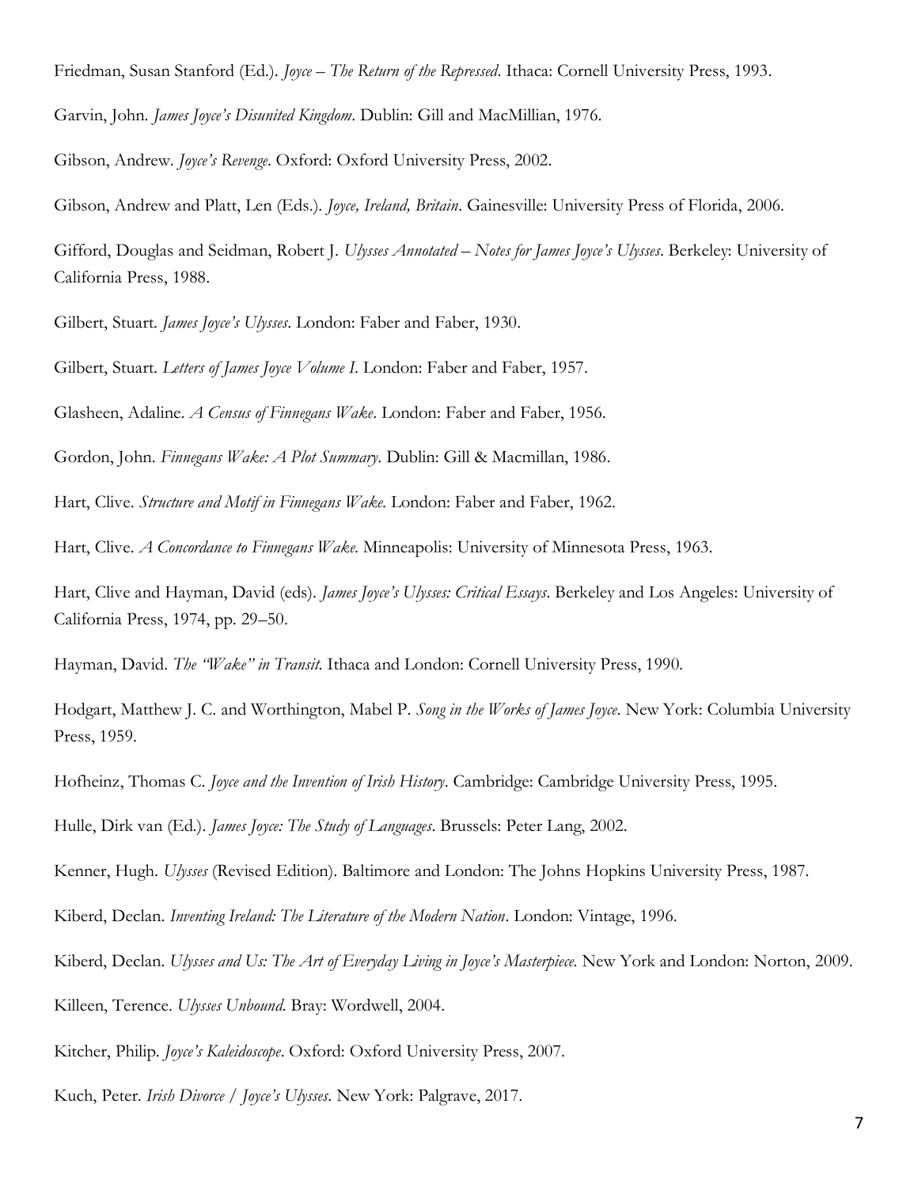Friedman, Susan Stanford (Ed.). *Joyce – The Return of the Repressed*. Ithaca: Cornell University Press, 1993.

Garvin, John. *James Joyce's Disunited Kingdom*. Dublin: Gill and MacMillian, 1976.

Gibson, Andrew. *Joyce's Revenge*. Oxford: Oxford University Press, 2002.

Gibson, Andrew and Platt, Len (Eds.). *Joyce, Ireland, Britain*. Gainesville: University Press of Florida, 2006.

Gifford, Douglas and Seidman, Robert J. *Ulysses Annotated – Notes for James Joyce's Ulysses*. Berkeley: University of California Press, 1988.

Gilbert, Stuart. *James Joyce's Ulysses*. London: Faber and Faber, 1930.

Gilbert, Stuart. *Letters of James Joyce Volume I*. London: Faber and Faber, 1957.

Glasheen, Adaline. *A Census of Finnegans Wake*. London: Faber and Faber, 1956.

Gordon, John. *Finnegans Wake: A Plot Summary*. Dublin: Gill & Macmillan, 1986.

Hart, Clive. *Structure and Motif in Finnegans Wake*. London: Faber and Faber, 1962.

Hart, Clive. *A Concordance to Finnegans Wake*. Minneapolis: University of Minnesota Press, 1963.

Hart, Clive and Hayman, David (eds). *James Joyce's Ulysses: Critical Essays*. Berkeley and Los Angeles: University of California Press, 1974, pp. 29–50.

Hayman, David. *The "Wake" in Transit*. Ithaca and London: Cornell University Press, 1990.

Hodgart, Matthew J. C. and Worthington, Mabel P. *Song in the Works of James Joyce*. New York: Columbia University Press, 1959.

Hofheinz, Thomas C. *Joyce and the Invention of Irish History*. Cambridge: Cambridge University Press, 1995.

Hulle, Dirk van (Ed.). *James Joyce: The Study of Languages*. Brussels: Peter Lang, 2002.

Kenner, Hugh. *Ulysses* (Revised Edition). Baltimore and London: The Johns Hopkins University Press, 1987.

Kiberd, Declan. *Inventing Ireland: The Literature of the Modern Nation*. London: Vintage, 1996.

Kiberd, Declan. *Ulysses and Us: The Art of Everyday Living in Joyce's Masterpiece*. New York and London: Norton, 2009.

Killeen, Terence. *Ulysses Unbound*. Bray: Wordwell, 2004.

Kitcher, Philip. *Joyce's Kaleidoscope*. Oxford: Oxford University Press, 2007.

Kuch, Peter. *Irish Divorce / Joyce's Ulysses*. New York: Palgrave, 2017.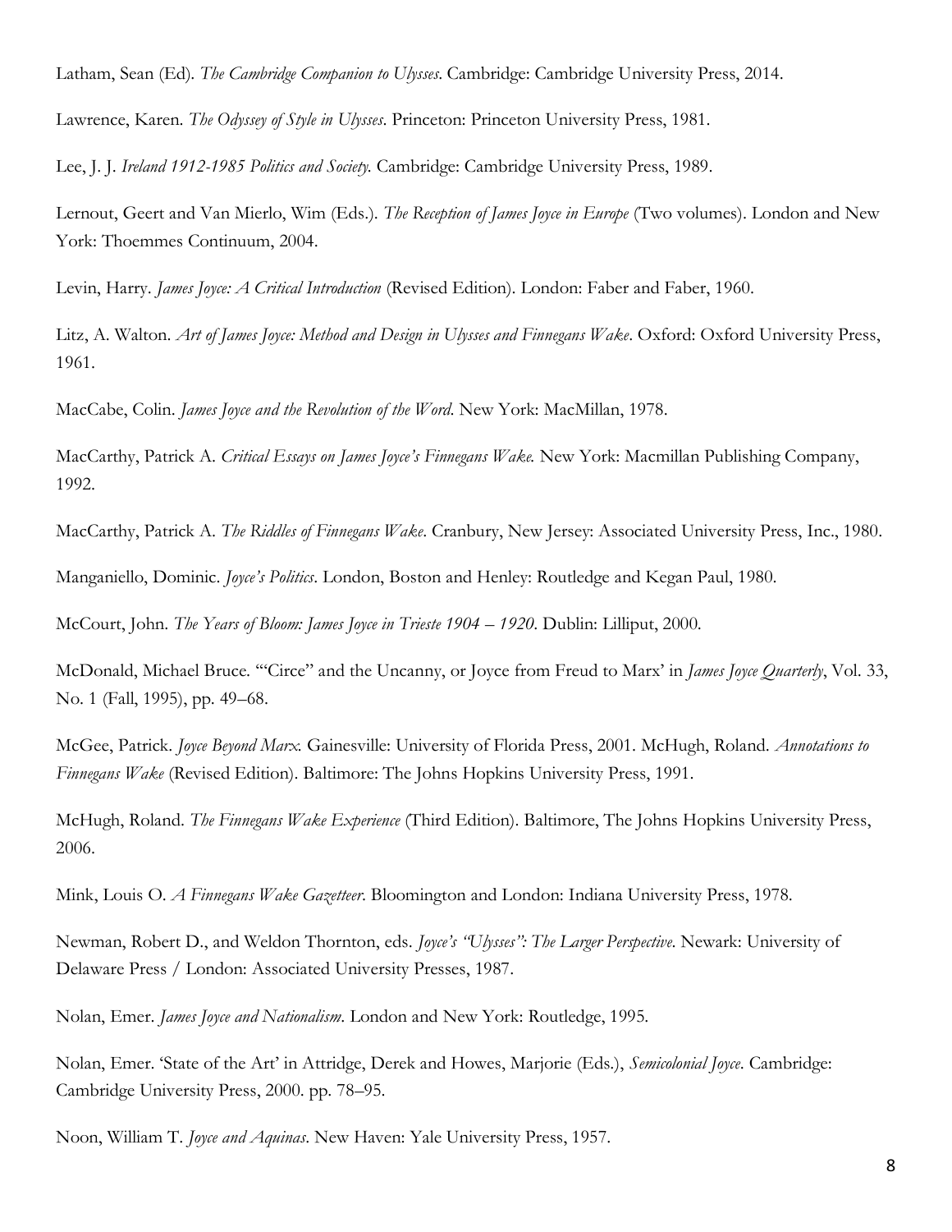Latham, Sean (Ed). *The Cambridge Companion to Ulysses*. Cambridge: Cambridge University Press, 2014.

Lawrence, Karen. *The Odyssey of Style in Ulysses*. Princeton: Princeton University Press, 1981.

Lee, J. J. *Ireland 1912-1985 Politics and Society.* Cambridge: Cambridge University Press, 1989.

Lernout, Geert and Van Mierlo, Wim (Eds.). *The Reception of James Joyce in Europe* (Two volumes). London and New York: Thoemmes Continuum, 2004.

Levin, Harry. *James Joyce: A Critical Introduction* (Revised Edition). London: Faber and Faber, 1960.

Litz, A. Walton. *Art of James Joyce: Method and Design in Ulysses and Finnegans Wake*. Oxford: Oxford University Press, 1961.

MacCabe, Colin. *James Joyce and the Revolution of the Word.* New York: MacMillan, 1978.

MacCarthy, Patrick A. *Critical Essays on James Joyce's Finnegans Wake.* New York: Macmillan Publishing Company, 1992.

MacCarthy, Patrick A. *The Riddles of Finnegans Wake*. Cranbury, New Jersey: Associated University Press, Inc., 1980.

Manganiello, Dominic. *Joyce's Politics*. London, Boston and Henley: Routledge and Kegan Paul, 1980.

McCourt, John. *The Years of Bloom: James Joyce in Trieste 1904 – 1920*. Dublin: Lilliput, 2000.

McDonald, Michael Bruce. '"Circe" and the Uncanny, or Joyce from Freud to Marx' in *James Joyce Quarterly*, Vol. 33, No. 1 (Fall, 1995), pp. 49–68.

McGee, Patrick. *Joyce Beyond Marx.* Gainesville: University of Florida Press, 2001. McHugh, Roland. *Annotations to Finnegans Wake* (Revised Edition). Baltimore: The Johns Hopkins University Press, 1991.

McHugh, Roland. *The Finnegans Wake Experience* (Third Edition). Baltimore, The Johns Hopkins University Press, 2006.

Mink, Louis O. *A Finnegans Wake Gazetteer*. Bloomington and London: Indiana University Press, 1978.

Newman, Robert D., and Weldon Thornton, eds. *Joyce's "Ulysses": The Larger Perspective*. Newark: University of Delaware Press / London: Associated University Presses, 1987.

Nolan, Emer. *James Joyce and Nationalism*. London and New York: Routledge, 1995.

Nolan, Emer. 'State of the Art' in Attridge, Derek and Howes, Marjorie (Eds.), *Semicolonial Joyce*. Cambridge: Cambridge University Press, 2000. pp. 78–95.

Noon, William T. *Joyce and Aquinas*. New Haven: Yale University Press, 1957.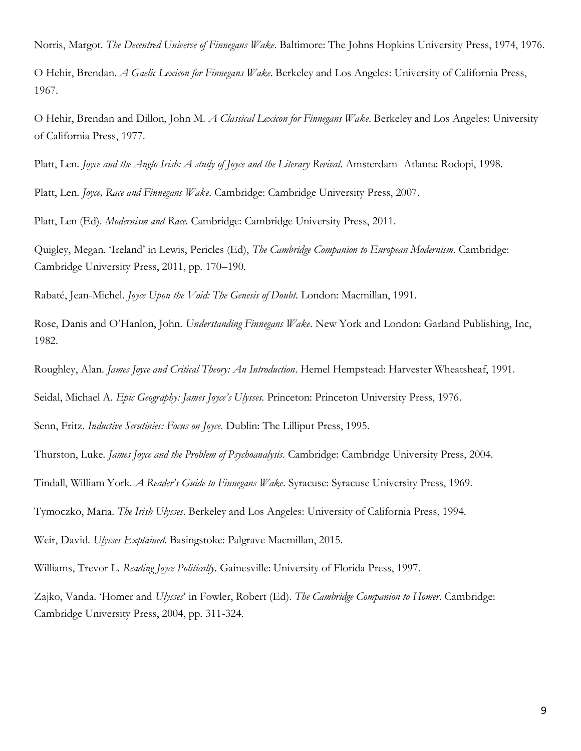Norris, Margot. *The Decentred Universe of Finnegans Wake*. Baltimore: The Johns Hopkins University Press, 1974, 1976.

O Hehir, Brendan. *A Gaelic Lexicon for Finnegans Wake*. Berkeley and Los Angeles: University of California Press, 1967.

O Hehir, Brendan and Dillon, John M. *A Classical Lexicon for Finnegans Wake*. Berkeley and Los Angeles: University of California Press, 1977.

Platt, Len. *Joyce and the Anglo-Irish: A study of Joyce and the Literary Revival*. Amsterdam- Atlanta: Rodopi, 1998.

Platt, Len. *Joyce, Race and Finnegans Wake*. Cambridge: Cambridge University Press, 2007.

Platt, Len (Ed). *Modernism and Race*. Cambridge: Cambridge University Press, 2011.

Quigley, Megan. 'Ireland' in Lewis, Pericles (Ed), *The Cambridge Companion to European Modernism*. Cambridge: Cambridge University Press, 2011, pp. 170–190.

Rabaté, Jean-Michel. *Joyce Upon the Void: The Genesis of Doubt*. London: Macmillan, 1991.

Rose, Danis and O'Hanlon, John. *Understanding Finnegans Wake*. New York and London: Garland Publishing, Inc, 1982.

Roughley, Alan. *James Joyce and Critical Theory: An Introduction*. Hemel Hempstead: Harvester Wheatsheaf, 1991.

Seidal, Michael A. *Epic Geography: James Joyce's Ulysses*. Princeton: Princeton University Press, 1976.

Senn, Fritz. *Inductive Scrutinies: Focus on Joyce*. Dublin: The Lilliput Press, 1995.

Thurston, Luke. *James Joyce and the Problem of Psychoanalysis*. Cambridge: Cambridge University Press, 2004.

Tindall, William York. *A Reader's Guide to Finnegans Wake*. Syracuse: Syracuse University Press, 1969.

Tymoczko, Maria. *The Irish Ulysses*. Berkeley and Los Angeles: University of California Press, 1994.

Weir, David. *Ulysses Explained*. Basingstoke: Palgrave Macmillan, 2015.

Williams, Trevor L. *Reading Joyce Politically*. Gainesville: University of Florida Press, 1997.

Zajko, Vanda. 'Homer and *Ulysses*' in Fowler, Robert (Ed). *The Cambridge Companion to Homer*. Cambridge: Cambridge University Press, 2004, pp. 311-324.